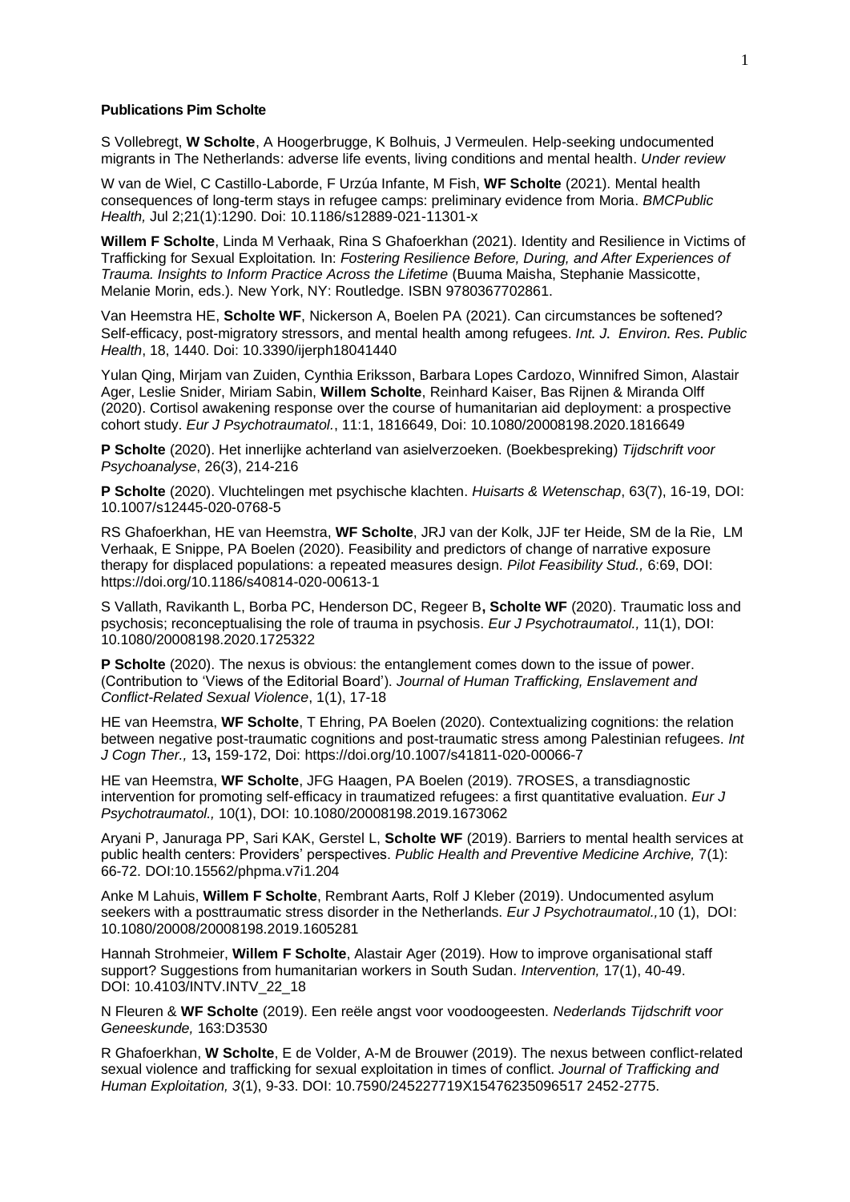**Publications Pim Scholte**

S Vollebregt, **W Scholte**, A Hoogerbrugge, K Bolhuis, J Vermeulen. Help-seeking undocumented migrants in The Netherlands: adverse life events, living conditions and mental health. *Under review*

W van de Wiel, C Castillo-Laborde, F Urzúa Infante, M Fish, **WF Scholte** (2021). Mental health consequences of long-term stays in refugee camps: preliminary evidence from Moria. *BMCPublic Health,* Jul 2;21(1):1290. Doi: 10.1186/s12889-021-11301-x

**Willem F Scholte**, Linda M Verhaak, Rina S Ghafoerkhan (2021). Identity and Resilience in Victims of Trafficking for Sexual Exploitation. In: *Fostering Resilience Before, During, and After Experiences of Trauma. Insights to Inform Practice Across the Lifetime* (Buuma Maisha, Stephanie Massicotte, Melanie Morin, eds.). New York, NY: Routledge. ISBN 9780367702861.

Van Heemstra HE, **Scholte WF**, Nickerson A, Boelen PA (2021). Can circumstances be softened? Self-efficacy, post-migratory stressors, and mental health among refugees. *Int. J. Environ. Res. Public Health*, 18, 1440. Doi: 10.3390/ijerph18041440

Yulan Qing, Mirjam van Zuiden, Cynthia Eriksson, Barbara Lopes Cardozo, Winnifred Simon, Alastair Ager, Leslie Snider, Miriam Sabin, **Willem Scholte**, Reinhard Kaiser, Bas Rijnen & Miranda Olff (2020). Cortisol awakening response over the course of humanitarian aid deployment: a prospective cohort study. *Eur J Psychotraumatol.*, 11:1, 1816649, Doi: 10.1080/20008198.2020.1816649

**P Scholte** (2020). Het innerlijke achterland van asielverzoeken. (Boekbespreking) *Tijdschrift voor Psychoanalyse*, 26(3), 214-216

**P Scholte** (2020). Vluchtelingen met psychische klachten. *Huisarts & Wetenschap*, 63(7), 16-19, DOI: 10.1007/s12445-020-0768-5

RS Ghafoerkhan, HE van Heemstra, **WF Scholte**, JRJ van der Kolk, JJF ter Heide, SM de la Rie, LM Verhaak, E Snippe, PA Boelen (2020). Feasibility and predictors of change of narrative exposure therapy for displaced populations: a repeated measures design. *Pilot Feasibility Stud.,* 6:69, DOI: https://doi.org/10.1186/s40814-020-00613-1

S Vallath, Ravikanth L, Borba PC, Henderson DC, Regeer B**, Scholte WF** (2020). Traumatic loss and psychosis; reconceptualising the role of trauma in psychosis. *Eur J Psychotraumatol.,* 11(1), DOI: 10.1080/20008198.2020.1725322

**P Scholte** (2020). The nexus is obvious: the entanglement comes down to the issue of power. (Contribution to 'Views of the Editorial Board'). *Journal of Human Trafficking, Enslavement and Conflict-Related Sexual Violence*, 1(1), 17-18

HE van Heemstra, **WF Scholte**, T Ehring, PA Boelen (2020). Contextualizing cognitions: the relation between negative post-traumatic cognitions and post-traumatic stress among Palestinian refugees. *Int J Cogn Ther.,* 13**,** 159-172, Doi: https://doi.org/10.1007/s41811-020-00066-7

HE van Heemstra, **WF Scholte**, JFG Haagen, PA Boelen (2019). 7ROSES, a transdiagnostic intervention for promoting self-efficacy in traumatized refugees: a first quantitative evaluation. *Eur J Psychotraumatol.,* 10(1), DOI: 10.1080/20008198.2019.1673062

Aryani P, Januraga PP, Sari KAK, Gerstel L, **Scholte WF** (2019). Barriers to mental health services at public health centers: Providers' perspectives. *Public Health and Preventive Medicine Archive,* 7(1): 66-72. DOI:10.15562/phpma.v7i1.204

Anke M Lahuis, **Willem F Scholte**, Rembrant Aarts, Rolf J Kleber (2019). Undocumented asylum seekers with a posttraumatic stress disorder in the Netherlands. *Eur J Psychotraumatol.,*10 (1), DOI: 10.1080/20008/20008198.2019.1605281

Hannah Strohmeier, **Willem F Scholte**, Alastair Ager (2019). How to improve organisational staff support? Suggestions from humanitarian workers in South Sudan. *Intervention,* 17(1), 40-49. DOI: 10.4103/INTV.INTV_22_18

N Fleuren & **WF Scholte** (2019). Een reële angst voor voodoogeesten. *Nederlands Tijdschrift voor Geneeskunde,* 163:D3530

R Ghafoerkhan, **W Scholte**, E de Volder, A-M de Brouwer (2019). The nexus between conflict-related sexual violence and trafficking for sexual exploitation in times of conflict. *Journal of Trafficking and Human Exploitation, 3*(1), 9-33. DOI: 10.7590/245227719X15476235096517 2452-2775.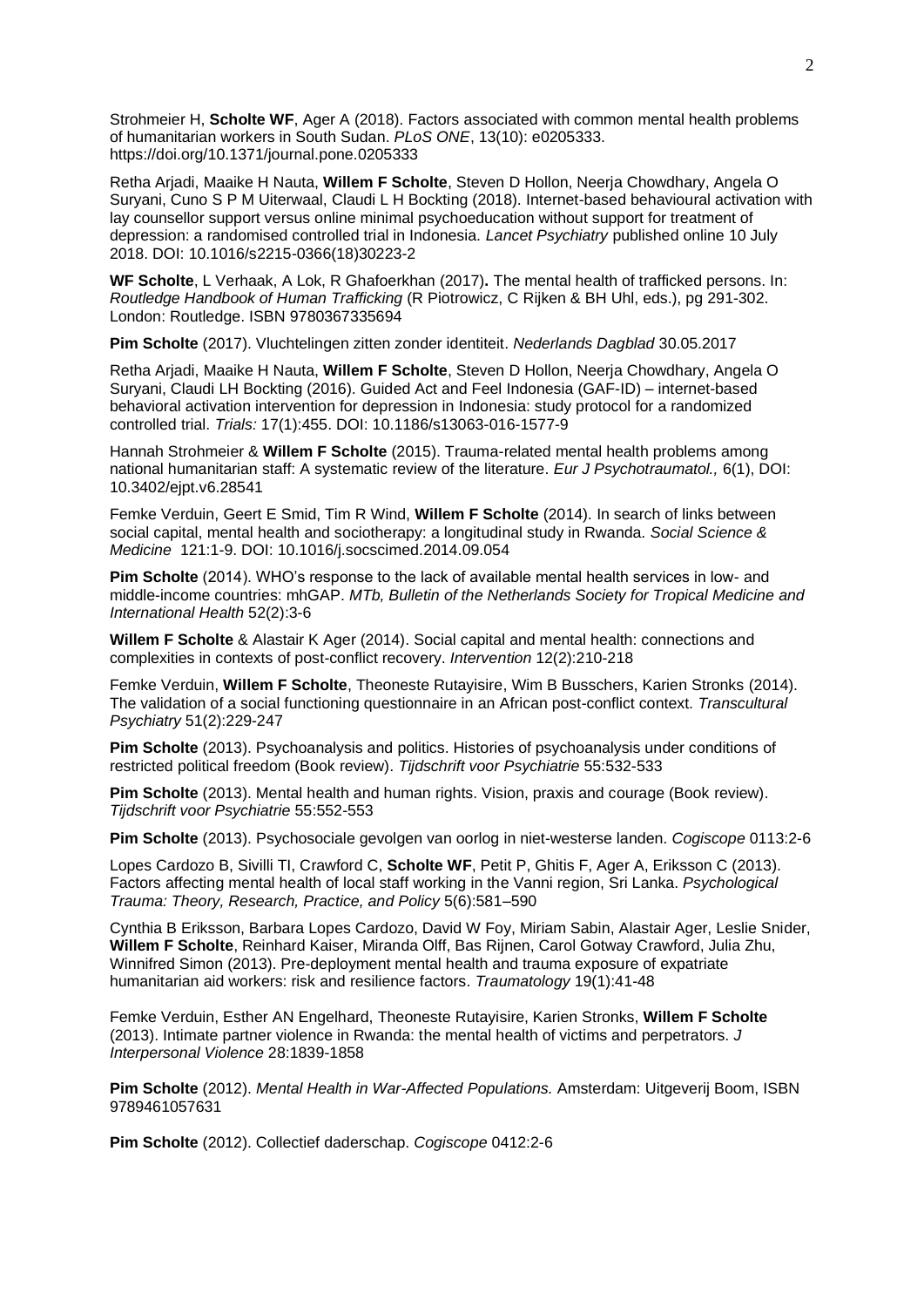Strohmeier H, **Scholte WF**, Ager A (2018). Factors associated with common mental health problems of humanitarian workers in South Sudan. *PLoS ONE*, 13(10): e0205333. https://doi.org/10.1371/journal.pone.0205333

Retha Arjadi, Maaike H Nauta, **Willem F Scholte**, Steven D Hollon, Neerja Chowdhary, Angela O Suryani, Cuno S P M Uiterwaal, Claudi L H Bockting (2018). Internet-based behavioural activation with lay counsellor support versus online minimal psychoeducation without support for treatment of depression: a randomised controlled trial in Indonesia. *Lancet Psychiatry* published online 10 July 2018. DOI: 10.1016/s2215-0366(18)30223-2

**WF Scholte**, L Verhaak, A Lok, R Ghafoerkhan (2017)**.** The mental health of trafficked persons. In: *Routledge Handbook of Human Trafficking* (R Piotrowicz, C Rijken & BH Uhl, eds.), pg 291-302. London: Routledge. ISBN 9780367335694

**Pim Scholte** (2017). Vluchtelingen zitten zonder identiteit. *Nederlands Dagblad* 30.05.2017

Retha Arjadi, Maaike H Nauta, **Willem F Scholte**, Steven D Hollon, Neerja Chowdhary, Angela O Suryani, Claudi LH Bockting (2016). Guided Act and Feel Indonesia (GAF-ID) – internet-based behavioral activation intervention for depression in Indonesia: study protocol for a randomized controlled trial. *Trials:* 17(1):455. DOI: 10.1186/s13063-016-1577-9

Hannah Strohmeier & **Willem F Scholte** (2015). Trauma-related mental health problems among national humanitarian staff: A systematic review of the literature. *Eur J Psychotraumatol.,* 6(1), DOI: 10.3402/ejpt.v6.28541

Femke Verduin, Geert E Smid, Tim R Wind, **Willem F Scholte** (2014). In search of links between social capital, mental health and sociotherapy: a longitudinal study in Rwanda. *Social Science & Medicine* 121:1-9. DOI: 10.1016/j.socscimed.2014.09.054

**Pim Scholte** (2014). WHO's response to the lack of available mental health services in low- and middle-income countries: mhGAP. *MTb, Bulletin of the Netherlands Society for Tropical Medicine and International Health* 52(2):3-6

**Willem F Scholte** & Alastair K Ager (2014). Social capital and mental health: connections and complexities in contexts of post-conflict recovery. *Intervention* 12(2):210-218

Femke Verduin, **Willem F Scholte**, Theoneste Rutayisire, Wim B Busschers, Karien Stronks (2014). The validation of a social functioning questionnaire in an African post-conflict context. *Transcultural Psychiatry* 51(2):229-247

**Pim Scholte** (2013). Psychoanalysis and politics. Histories of psychoanalysis under conditions of restricted political freedom (Book review). *Tijdschrift voor Psychiatrie* 55:532-533

**Pim Scholte** (2013). Mental health and human rights. Vision, praxis and courage (Book review). *Tijdschrift voor Psychiatrie* 55:552-553

**Pim Scholte** (2013). Psychosociale gevolgen van oorlog in niet-westerse landen. *Cogiscope* 0113:2-6

Lopes Cardozo B, Sivilli TI, Crawford C, **Scholte WF**, Petit P, Ghitis F, Ager A, Eriksson C (2013). Factors affecting mental health of local staff working in the Vanni region, Sri Lanka. *Psychological Trauma: Theory, Research, Practice, and Policy* 5(6):581–590

Cynthia B Eriksson, Barbara Lopes Cardozo, David W Foy, Miriam Sabin, Alastair Ager, Leslie Snider, **Willem F Scholte**, Reinhard Kaiser, Miranda Olff, Bas Rijnen, Carol Gotway Crawford, Julia Zhu, Winnifred Simon (2013). Pre-deployment mental health and trauma exposure of expatriate humanitarian aid workers: risk and resilience factors. *Traumatology* 19(1):41-48

Femke Verduin, Esther AN Engelhard, Theoneste Rutayisire, Karien Stronks, **Willem F Scholte** (2013). Intimate partner violence in Rwanda: the mental health of victims and perpetrators. *J Interpersonal Violence* 28:1839-1858

**Pim Scholte** (2012). *Mental Health in War-Affected Populations.* Amsterdam: Uitgeverij Boom, ISBN 9789461057631

**Pim Scholte** (2012). Collectief daderschap. *Cogiscope* 0412:2-6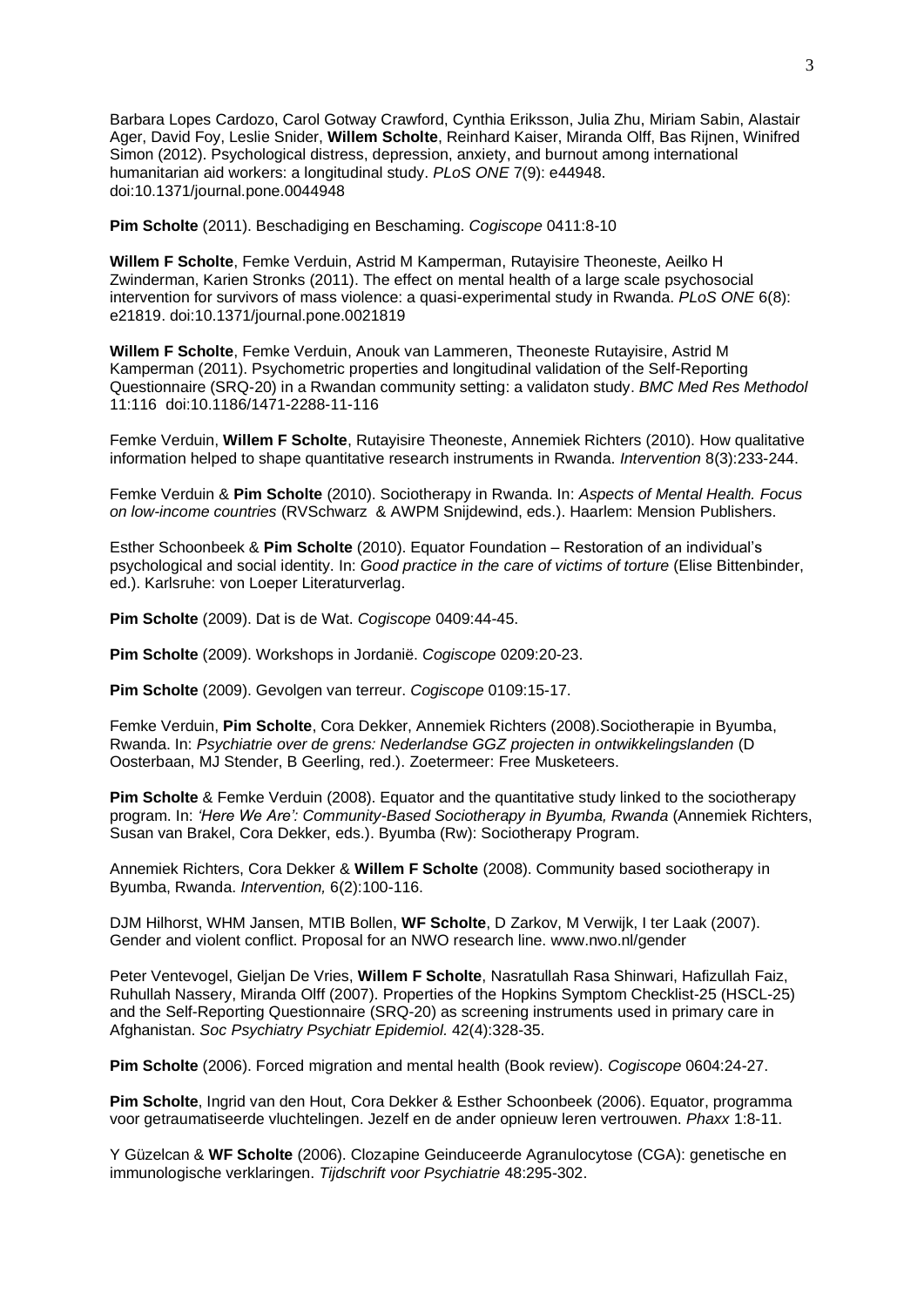Barbara Lopes Cardozo, Carol Gotway Crawford, Cynthia Eriksson, Julia Zhu, Miriam Sabin, Alastair Ager, David Foy, Leslie Snider, **Willem Scholte**, Reinhard Kaiser, Miranda Olff, Bas Rijnen, Winifred Simon (2012). Psychological distress, depression, anxiety, and burnout among international humanitarian aid workers: a longitudinal study. *PLoS ONE* 7(9): e44948. doi:10.1371/journal.pone.0044948

**Pim Scholte** (2011). Beschadiging en Beschaming. *Cogiscope* 0411:8-10

**Willem F Scholte**, Femke Verduin, Astrid M Kamperman, Rutayisire Theoneste, Aeilko H Zwinderman, Karien Stronks (2011). The effect on mental health of a large scale psychosocial intervention for survivors of mass violence: a quasi-experimental study in Rwanda. *PLoS ONE* 6(8): e21819. doi:10.1371/journal.pone.0021819

**Willem F Scholte**, Femke Verduin, Anouk van Lammeren, Theoneste Rutayisire, Astrid M Kamperman (2011). Psychometric properties and longitudinal validation of the Self-Reporting Questionnaire (SRQ-20) in a Rwandan community setting: a validaton study. *BMC Med Res Methodol* 11:116 doi:10.1186/1471-2288-11-116

Femke Verduin, **Willem F Scholte**, Rutayisire Theoneste, Annemiek Richters (2010). How qualitative information helped to shape quantitative research instruments in Rwanda. *Intervention* 8(3):233-244.

Femke Verduin & **Pim Scholte** (2010). Sociotherapy in Rwanda. In: *Aspects of Mental Health. Focus on low-income countries* (RVSchwarz & AWPM Snijdewind, eds.). Haarlem: Mension Publishers.

Esther Schoonbeek & **Pim Scholte** (2010). Equator Foundation – Restoration of an individual's psychological and social identity. In: *Good practice in the care of victims of torture* (Elise Bittenbinder, ed.). Karlsruhe: von Loeper Literaturverlag.

**Pim Scholte** (2009). Dat is de Wat. *Cogiscope* 0409:44-45.

**Pim Scholte** (2009). Workshops in Jordanië. *Cogiscope* 0209:20-23.

**Pim Scholte** (2009). Gevolgen van terreur. *Cogiscope* 0109:15-17.

Femke Verduin, **Pim Scholte**, Cora Dekker, Annemiek Richters (2008).Sociotherapie in Byumba, Rwanda. In: *Psychiatrie over de grens: Nederlandse GGZ projecten in ontwikkelingslanden* (D Oosterbaan, MJ Stender, B Geerling, red.). Zoetermeer: Free Musketeers.

**Pim Scholte** & Femke Verduin (2008). Equator and the quantitative study linked to the sociotherapy program. In: *'Here We Are': Community-Based Sociotherapy in Byumba, Rwanda* (Annemiek Richters, Susan van Brakel, Cora Dekker, eds.). Byumba (Rw): Sociotherapy Program.

Annemiek Richters, Cora Dekker & **Willem F Scholte** (2008). Community based sociotherapy in Byumba, Rwanda. *Intervention,* 6(2):100-116.

DJM Hilhorst, WHM Jansen, MTIB Bollen, **WF Scholte**, D Zarkov, M Verwijk, I ter Laak (2007). Gender and violent conflict. Proposal for an NWO research line. www.nwo.nl/gender

Peter Ventevogel, Gieljan De Vries, **Willem F Scholte**, Nasratullah Rasa Shinwari, Hafizullah Faiz, Ruhullah Nassery, Miranda Olff (2007). Properties of the Hopkins Symptom Checklist-25 (HSCL-25) and the Self-Reporting Questionnaire (SRQ-20) as screening instruments used in primary care in Afghanistan. *Soc Psychiatry Psychiatr Epidemiol.* 42(4):328-35.

**Pim Scholte** (2006). Forced migration and mental health (Book review). *Cogiscope* 0604:24-27.

**Pim Scholte**, Ingrid van den Hout, Cora Dekker & Esther Schoonbeek (2006). Equator, programma voor getraumatiseerde vluchtelingen. Jezelf en de ander opnieuw leren vertrouwen. *Phaxx* 1:8-11.

Y Güzelcan & **WF Scholte** (2006). Clozapine Geinduceerde Agranulocytose (CGA): genetische en immunologische verklaringen. *Tijdschrift voor Psychiatrie* 48:295-302.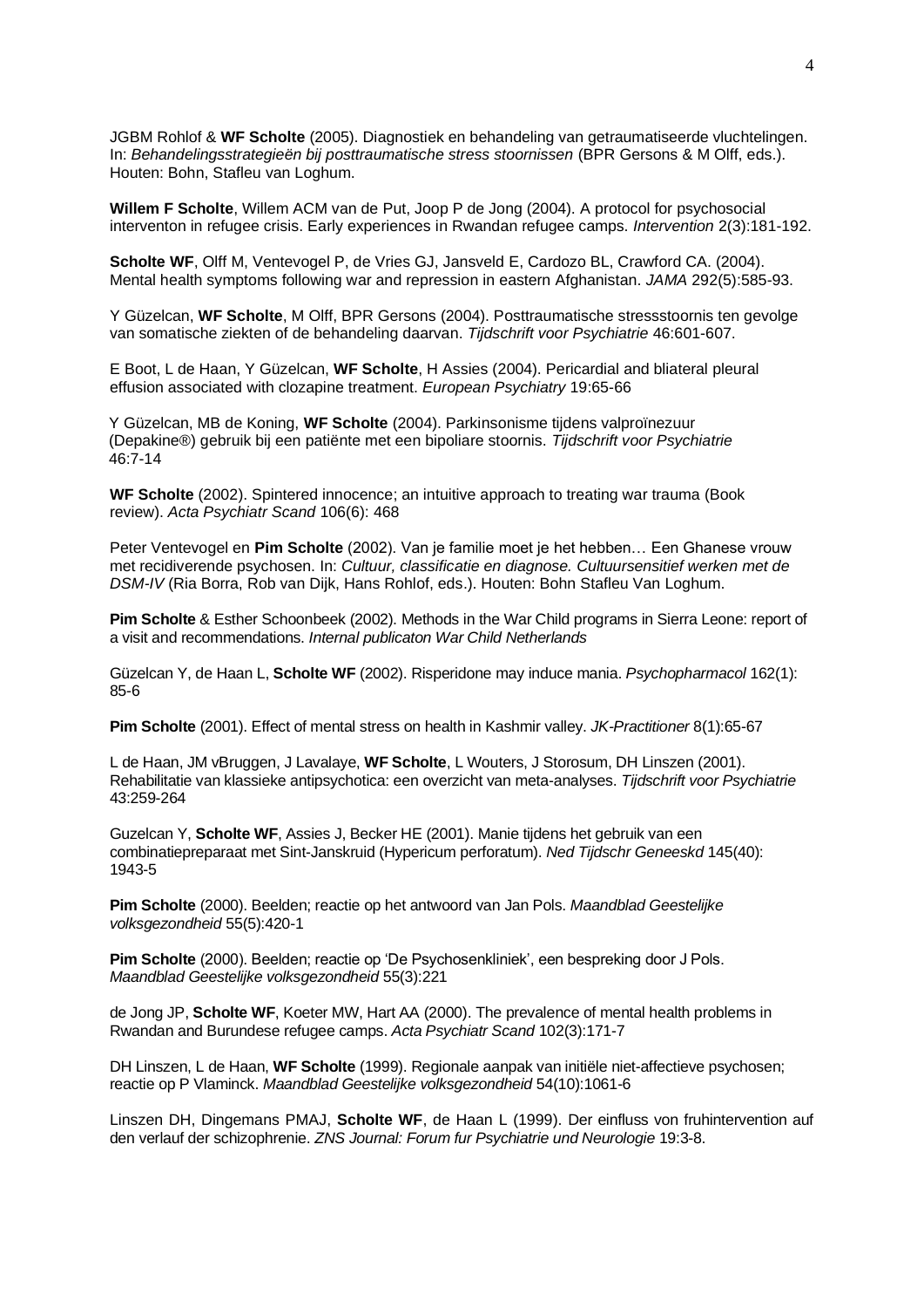JGBM Rohlof & **WF Scholte** (2005). Diagnostiek en behandeling van getraumatiseerde vluchtelingen. In: *Behandelingsstrategieën bij posttraumatische stress stoornissen* (BPR Gersons & M Olff, eds.). Houten: Bohn, Stafleu van Loghum.

**Willem F Scholte**, Willem ACM van de Put, Joop P de Jong (2004). A protocol for psychosocial interventon in refugee crisis. Early experiences in Rwandan refugee camps. *Intervention* 2(3):181-192.

**Scholte WF**, Olff M, Ventevogel P, de Vries GJ, Jansveld E, Cardozo BL, Crawford CA. (2004). Mental health symptoms following war and repression in eastern Afghanistan. *JAMA* 292(5):585-93.

Y Güzelcan, **WF Scholte**, M Olff, BPR Gersons (2004). Posttraumatische stressstoornis ten gevolge van somatische ziekten of de behandeling daarvan. *Tijdschrift voor Psychiatrie* 46:601-607.

E Boot, L de Haan, Y Güzelcan, **WF Scholte**, H Assies (2004). Pericardial and bliateral pleural effusion associated with clozapine treatment. *European Psychiatry* 19:65-66

Y Güzelcan, MB de Koning, **WF Scholte** (2004). Parkinsonisme tijdens valproïnezuur (Depakine®) gebruik bij een patiënte met een bipoliare stoornis. *Tijdschrift voor Psychiatrie* 46:7-14

**WF Scholte** (2002). Spintered innocence; an intuitive approach to treating war trauma (Book review). *Acta Psychiatr Scand* 106(6): 468

Peter Ventevogel en **Pim Scholte** (2002). Van je familie moet je het hebben… Een Ghanese vrouw met recidiverende psychosen. In: *Cultuur, classificatie en diagnose. Cultuursensitief werken met de DSM-IV* (Ria Borra, Rob van Dijk, Hans Rohlof, eds.). Houten: Bohn Stafleu Van Loghum.

**Pim Scholte** & Esther Schoonbeek (2002). Methods in the War Child programs in Sierra Leone: report of a visit and recommendations. *Internal publicaton War Child Netherlands*

Güzelcan Y, de Haan L, **Scholte WF** (2002). Risperidone may induce mania. *Psychopharmacol* 162(1): 85-6

**Pim Scholte** (2001). Effect of mental stress on health in Kashmir valley. *JK-Practitioner* 8(1):65-67

L de Haan, JM vBruggen, J Lavalaye, **WF Scholte**, L Wouters, J Storosum, DH Linszen (2001). Rehabilitatie van klassieke antipsychotica: een overzicht van meta-analyses. *Tijdschrift voor Psychiatrie* 43:259-264

Guzelcan Y, **Scholte WF**, Assies J, Becker HE (2001). Manie tijdens het gebruik van een combinatiepreparaat met Sint-Janskruid (Hypericum perforatum). *Ned Tijdschr Geneeskd* 145(40): 1943-5

**Pim Scholte** (2000). Beelden; reactie op het antwoord van Jan Pols. *Maandblad Geestelijke volksgezondheid* 55(5):420-1

**Pim Scholte** (2000). Beelden; reactie op 'De Psychosenkliniek', een bespreking door J Pols. *Maandblad Geestelijke volksgezondheid* 55(3):221

de Jong JP, **Scholte WF**, Koeter MW, Hart AA (2000). The prevalence of mental health problems in Rwandan and Burundese refugee camps. *Acta Psychiatr Scand* 102(3):171-7

DH Linszen, L de Haan, **WF Scholte** (1999). Regionale aanpak van initiële niet-affectieve psychosen; reactie op P Vlaminck. *Maandblad Geestelijke volksgezondheid* 54(10):1061-6

Linszen DH, Dingemans PMAJ, **Scholte WF**, de Haan L (1999). Der einfluss von fruhintervention auf den verlauf der schizophrenie. *ZNS Journal: Forum fur Psychiatrie und Neurologie* 19:3-8.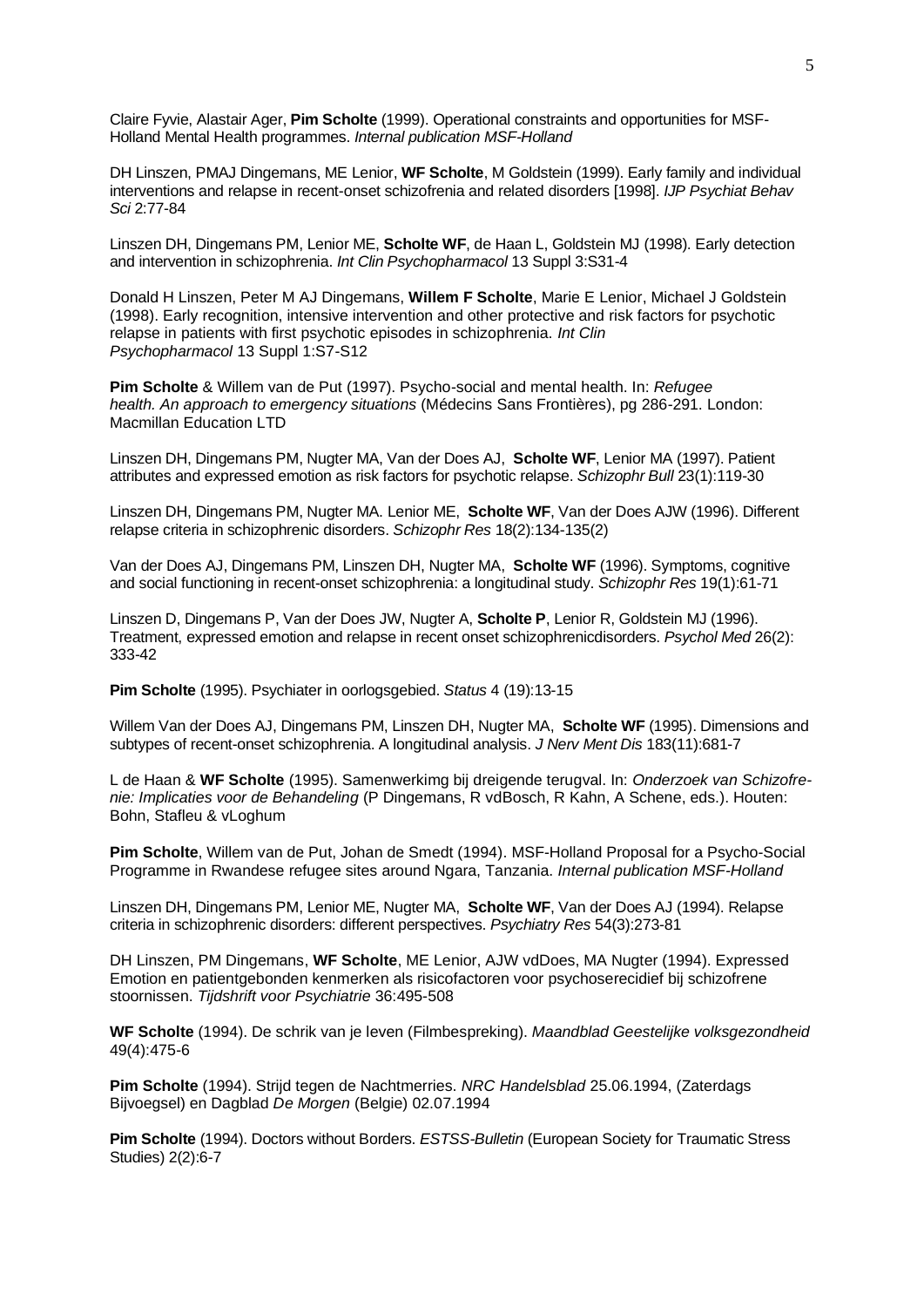Claire Fyvie, Alastair Ager, **Pim Scholte** (1999). Operational constraints and opportunities for MSF-Holland Mental Health programmes. *Internal publication MSF-Holland*

DH Linszen, PMAJ Dingemans, ME Lenior, **WF Scholte**, M Goldstein (1999). Early family and individual interventions and relapse in recent-onset schizofrenia and related disorders [1998]. *IJP Psychiat Behav Sci* 2:77-84

Linszen DH, Dingemans PM, Lenior ME, **Scholte WF**, de Haan L, Goldstein MJ (1998). Early detection and intervention in schizophrenia. *Int Clin Psychopharmacol* 13 Suppl 3:S31-4

Donald H Linszen, Peter M AJ Dingemans, **Willem F Scholte**, Marie E Lenior, Michael J Goldstein (1998). Early recognition, intensive intervention and other protective and risk factors for psychotic relapse in patients with first psychotic episodes in schizophrenia. *Int Clin Psychopharmacol* 13 Suppl 1:S7-S12

**Pim Scholte** & Willem van de Put (1997). Psycho-social and mental health. In: *Refugee health. An approach to emergency situations* (Médecins Sans Frontières), pg 286-291. London: Macmillan Education LTD

Linszen DH, Dingemans PM, Nugter MA, Van der Does AJ, **Scholte WF**, Lenior MA (1997). Patient attributes and expressed emotion as risk factors for psychotic relapse. *Schizophr Bull* 23(1):119-30

Linszen DH, Dingemans PM, Nugter MA. Lenior ME, **Scholte WF**, Van der Does AJW (1996). Different relapse criteria in schizophrenic disorders. *Schizophr Res* 18(2):134-135(2)

Van der Does AJ, Dingemans PM, Linszen DH, Nugter MA, **Scholte WF** (1996). Symptoms, cognitive and social functioning in recent-onset schizophrenia: a longitudinal study. *Schizophr Res* 19(1):61-71

Linszen D, Dingemans P, Van der Does JW, Nugter A, **Scholte P**, Lenior R, Goldstein MJ (1996). Treatment, expressed emotion and relapse in recent onset schizophrenicdisorders. *Psychol Med* 26(2): 333-42

**Pim Scholte** (1995). Psychiater in oorlogsgebied. *Status* 4 (19):13-15

Willem Van der Does AJ, Dingemans PM, Linszen DH, Nugter MA, **Scholte WF** (1995). Dimensions and subtypes of recent-onset schizophrenia. A longitudinal analysis. *J Nerv Ment Dis* 183(11):681-7

L de Haan & **WF Scholte** (1995). Samenwerkimg bij dreigende terugval. In: *Onderzoek van Schizofrenie: Implicaties voor de Behandeling* (P Dingemans, R vdBosch, R Kahn, A Schene, eds.). Houten: Bohn, Stafleu & vLoghum

**Pim Scholte**, Willem van de Put, Johan de Smedt (1994). MSF-Holland Proposal for a Psycho-Social Programme in Rwandese refugee sites around Ngara, Tanzania. *Internal publication MSF-Holland*

Linszen DH, Dingemans PM, Lenior ME, Nugter MA, **Scholte WF**, Van der Does AJ (1994). Relapse criteria in schizophrenic disorders: different perspectives. *Psychiatry Res* 54(3):273-81

DH Linszen, PM Dingemans, **WF Scholte**, ME Lenior, AJW vdDoes, MA Nugter (1994). Expressed Emotion en patientgebonden kenmerken als risicofactoren voor psychoserecidief bij schizofrene stoornissen. *Tijdshrift voor Psychiatrie* 36:495-508

**WF Scholte** (1994). De schrik van je leven (Filmbespreking). *Maandblad Geestelijke volksgezondheid* 49(4):475-6

**Pim Scholte** (1994). Strijd tegen de Nachtmerries. *NRC Handelsblad* 25.06.1994, (Zaterdags Bijvoegsel) en Dagblad *De Morgen* (Belgie) 02.07.1994

**Pim Scholte** (1994). Doctors without Borders. *ESTSS-Bulletin* (European Society for Traumatic Stress Studies) 2(2):6-7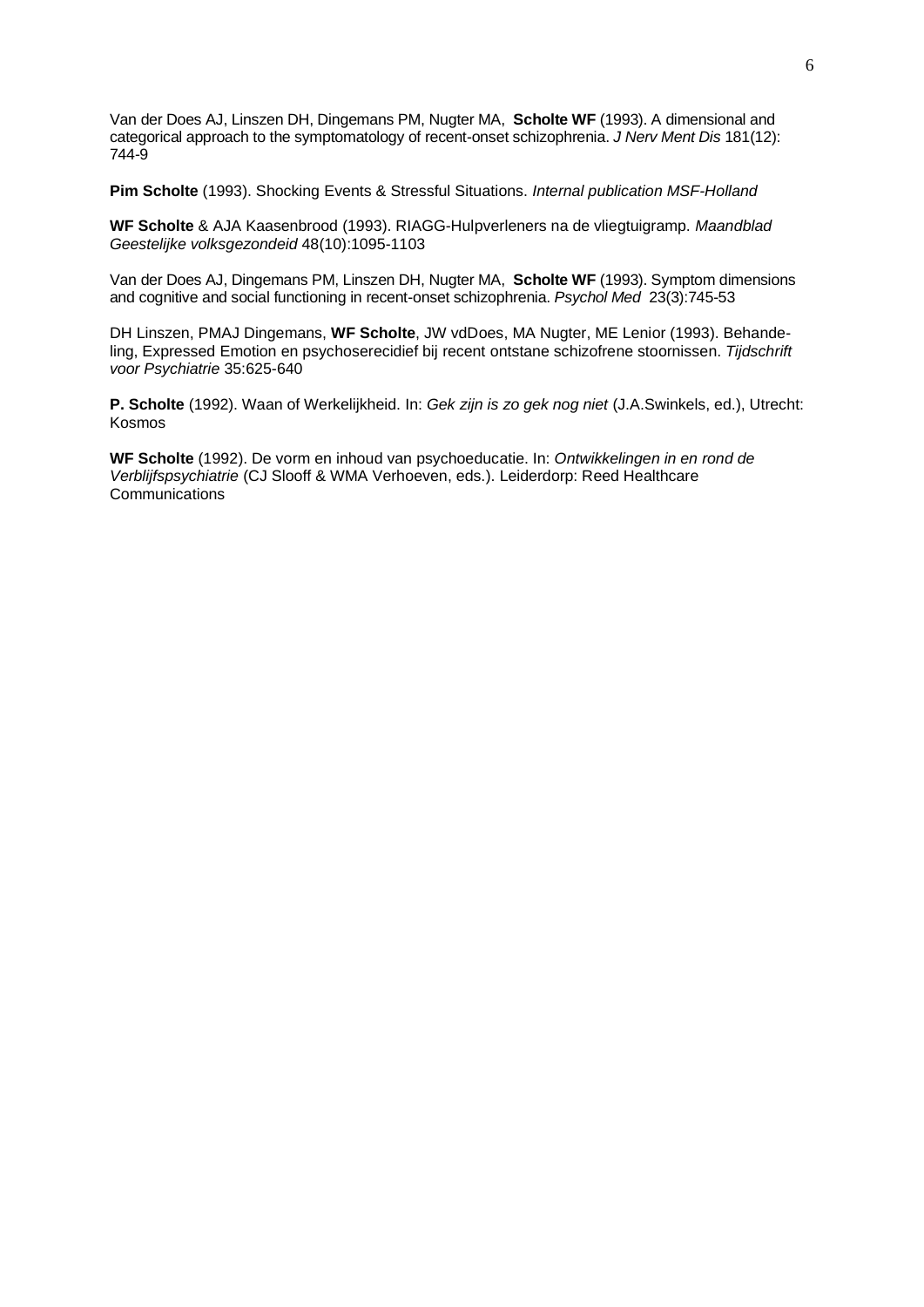Van der Does AJ, Linszen DH, Dingemans PM, Nugter MA, **Scholte WF** (1993). A dimensional and categorical approach to the symptomatology of recent-onset schizophrenia. *J Nerv Ment Dis* 181(12): 744-9

**Pim Scholte** (1993). Shocking Events & Stressful Situations. *Internal publication MSF-Holland*

**WF Scholte** & AJA Kaasenbrood (1993). RIAGG-Hulpverleners na de vliegtuigramp. *Maandblad Geestelijke volksgezondeid* 48(10):1095-1103

Van der Does AJ, Dingemans PM, Linszen DH, Nugter MA, **Scholte WF** (1993). Symptom dimensions and cognitive and social functioning in recent-onset schizophrenia. *Psychol Med* 23(3):745-53

DH Linszen, PMAJ Dingemans, **WF Scholte**, JW vdDoes, MA Nugter, ME Lenior (1993). Behandeling, Expressed Emotion en psychoserecidief bij recent ontstane schizofrene stoornissen. *Tijdschrift voor Psychiatrie* 35:625-640

**P. Scholte** (1992). Waan of Werkelijkheid. In: *Gek zijn is zo gek nog niet* (J.A.Swinkels, ed.), Utrecht: Kosmos

**WF Scholte** (1992). De vorm en inhoud van psychoeducatie. In: *Ontwikkelingen in en rond de Verblijfspsychiatrie* (CJ Slooff & WMA Verhoeven, eds.). Leiderdorp: Reed Healthcare Communications